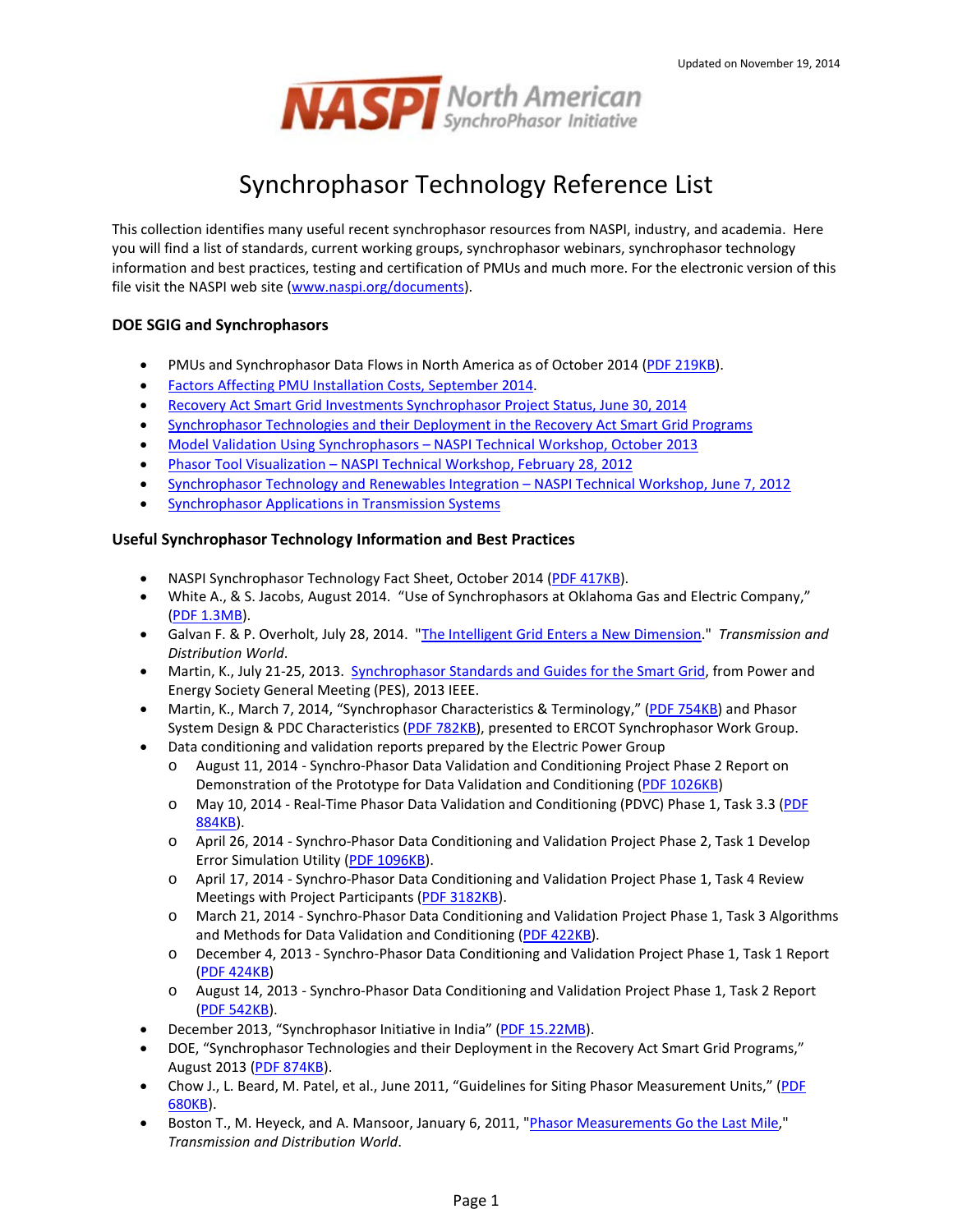Updated on November 19, 2014

NASPI North American SynchroPhasor Initiative

# Synchrophasor Technology Reference List

This collection identifies many useful recent synchrophasor resources from NASPI, industry, and academia. Here you will find a list of standards, current working groups, synchrophasor webinars, synchrophasor technology information and best practices, testing and certification of PMUs and much more. For the electronic version of this file visit the NASPI web site (www.naspi.org/documents).

## DOE SGIG and Synchrophasors

- PMUs and Synchrophasor Data Flows in North America as of October 2014 (PDF 219KB).
- Factors Affecting PMU Installation Costs, September 2014.
- Recovery Act Smart Grid Investments Synchrophasor Project Status, June 30, 2014
- Synchrophasor Technologies and their Deployment in the Recovery Act Smart Grid Programs
- Model Validation Using Synchrophasors – NASPI Technical Workshop, October 2013
- Phasor Tool Visualization – NASPI Technical Workshop, February 28, 2012
- Synchrophasor Technology and Renewables Integration – NASPI Technical Workshop, June 7, 2012
- Synchrophasor Applications in Transmission Systems

## Useful Synchrophasor Technology Information and Best Practices

- NASPI Synchrophasor Technology Fact Sheet, October 2014 (PDF 417KB).
- White A., & S. Jacobs, August 2014. "Use of Synchrophasors at Oklahoma Gas and Electric Company," (PDF 1.3MB).
- Galvan F. & P. Overholt, July 28, 2014. "The Intelligent Grid Enters a New Dimension." *Transmission and Distribution World*.
- Martin, K., July 21-25, 2013. Synchrophasor Standards and Guides for the Smart Grid, from Power and Energy Society General Meeting (PES), 2013 IEEE.
- Martin, K., March 7, 2014, "Synchrophasor Characteristics & Terminology," (PDF 754KB) and Phasor System Design & PDC Characteristics (PDF 782KB), presented to ERCOT Synchrophasor Work Group.
- Data conditioning and validation reports prepared by the Electric Power Group
  - August 11, 2014 - Synchro-Phasor Data Validation and Conditioning Project Phase 2 Report on Demonstration of the Prototype for Data Validation and Conditioning (PDF 1026KB)
  - May 10, 2014 - Real-Time Phasor Data Validation and Conditioning (PDVC) Phase 1, Task 3.3 (PDF 884KB).
  - April 26, 2014 - Synchro-Phasor Data Conditioning and Validation Project Phase 2, Task 1 Develop Error Simulation Utility (PDF 1096KB).
  - April 17, 2014 - Synchro-Phasor Data Conditioning and Validation Project Phase 1, Task 4 Review Meetings with Project Participants (PDF 3182KB).
  - March 21, 2014 - Synchro-Phasor Data Conditioning and Validation Project Phase 1, Task 3 Algorithms and Methods for Data Validation and Conditioning (PDF 422KB).
  - December 4, 2013 - Synchro-Phasor Data Conditioning and Validation Project Phase 1, Task 1 Report (PDF 424KB)
  - August 14, 2013 - Synchro-Phasor Data Conditioning and Validation Project Phase 1, Task 2 Report (PDF 542KB).
- December 2013, "Synchrophasor Initiative in India" (PDF 15.22MB).
- DOE, "Synchrophasor Technologies and their Deployment in the Recovery Act Smart Grid Programs," August 2013 (PDF 874KB).
- Chow J., L. Beard, M. Patel, et al., June 2011, "Guidelines for Siting Phasor Measurement Units," (PDF 680KB).
- Boston T., M. Heyeck, and A. Mansoor, January 6, 2011, "Phasor Measurements Go the Last Mile," *Transmission and Distribution World*.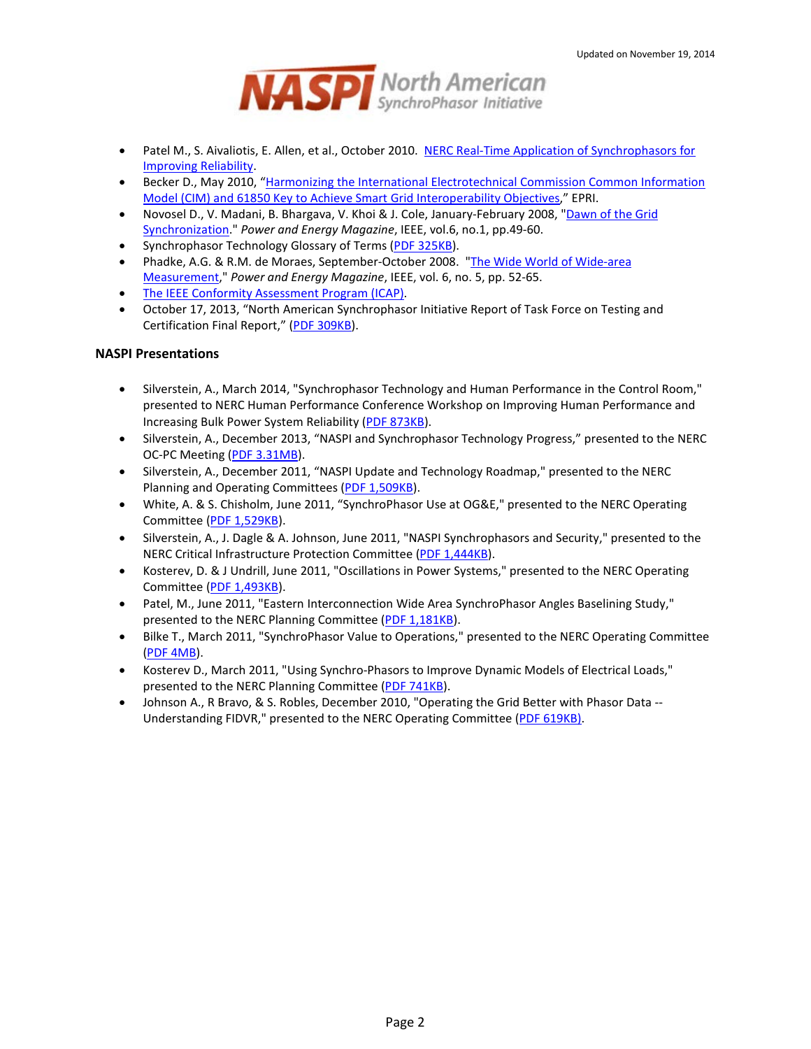- Patel M., S. Aivaliotis, E. Allen, et al., October 2010. NERC Real-Time Application of Synchrophasors for Improving Reliability.
- Becker D., May 2010, "Harmonizing the International Electrotechnical Commission Common Information Model (CIM) and 61850 Key to Achieve Smart Grid Interoperability Objectives," EPRI.
- Novosel D., V. Madani, B. Bhargava, V. Khoi & J. Cole, January-February 2008, "Dawn of the Grid Synchronization." *Power and Energy Magazine*, IEEE, vol.6, no.1, pp.49-60.
- Synchrophasor Technology Glossary of Terms (PDF 325KB).
- Phadke, A.G. & R.M. de Moraes, September-October 2008. "The Wide World of Wide-area Measurement," *Power and Energy Magazine*, IEEE, vol. 6, no. 5, pp. 52-65.
- The IEEE Conformity Assessment Program (ICAP).
- October 17, 2013, "North American Synchrophasor Initiative Report of Task Force on Testing and Certification Final Report," (PDF 309KB).

**NASPI Presentations**

- Silverstein, A., March 2014, "Synchrophasor Technology and Human Performance in the Control Room," presented to NERC Human Performance Conference Workshop on Improving Human Performance and Increasing Bulk Power System Reliability (PDF 873KB).
- Silverstein, A., December 2013, "NASPI and Synchrophasor Technology Progress," presented to the NERC OC-PC Meeting (PDF 3.31MB).
- Silverstein, A., December 2011, "NASPI Update and Technology Roadmap," presented to the NERC Planning and Operating Committees (PDF 1,509KB).
- White, A. & S. Chisholm, June 2011, "SynchroPhasor Use at OG&E," presented to the NERC Operating Committee (PDF 1,529KB).
- Silverstein, A., J. Dagle & A. Johnson, June 2011, "NASPI Synchrophasors and Security," presented to the NERC Critical Infrastructure Protection Committee (PDF 1,444KB).
- Kosterev, D. & J Undrill, June 2011, "Oscillations in Power Systems," presented to the NERC Operating Committee (PDF 1,493KB).
- Patel, M., June 2011, "Eastern Interconnection Wide Area SynchroPhasor Angles Baselining Study," presented to the NERC Planning Committee (PDF 1,181KB).
- Bilke T., March 2011, "SynchroPhasor Value to Operations," presented to the NERC Operating Committee (PDF 4MB).
- Kosterev D., March 2011, "Using Synchro-Phasors to Improve Dynamic Models of Electrical Loads," presented to the NERC Planning Committee (PDF 741KB).
- Johnson A., R Bravo, & S. Robles, December 2010, "Operating the Grid Better with Phasor Data -- Understanding FIDVR," presented to the NERC Operating Committee (PDF 619KB).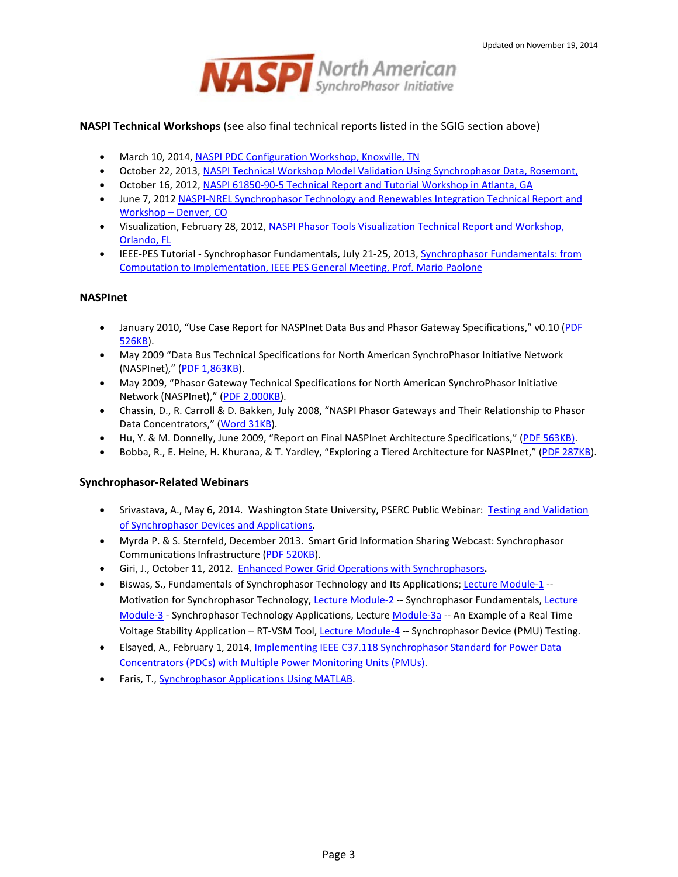Updated on November 19, 2014

**NASPI North American SynchroPhasor Initiative**

**NASPI Technical Workshops** (see also final technical reports listed in the SGIG section above)

- March 10, 2014, NASPI PDC Configuration Workshop, Knoxville, TN
- October 22, 2013, NASPI Technical Workshop Model Validation Using Synchrophasor Data, Rosemont,
- October 16, 2012, NASPI 61850-90-5 Technical Report and Tutorial Workshop in Atlanta, GA
- June 7, 2012 NASPI-NREL Synchrophasor Technology and Renewables Integration Technical Report and Workshop – Denver, CO
- Visualization, February 28, 2012, NASPI Phasor Tools Visualization Technical Report and Workshop, Orlando, FL
- IEEE-PES Tutorial - Synchrophasor Fundamentals, July 21-25, 2013, Synchrophasor Fundamentals: from Computation to Implementation, IEEE PES General Meeting, Prof. Mario Paolone

**NASPInet**

- January 2010, "Use Case Report for NASPInet Data Bus and Phasor Gateway Specifications," v0.10 (PDF 526KB).
- May 2009 "Data Bus Technical Specifications for North American SynchroPhasor Initiative Network (NASPInet)," (PDF 1,863KB).
- May 2009, "Phasor Gateway Technical Specifications for North American SynchroPhasor Initiative Network (NASPInet)," (PDF 2,000KB).
- Chassin, D., R. Carroll & D. Bakken, July 2008, "NASPI Phasor Gateways and Their Relationship to Phasor Data Concentrators," (Word 31KB).
- Hu, Y. & M. Donnelly, June 2009, "Report on Final NASPInet Architecture Specifications," (PDF 563KB).
- Bobba, R., E. Heine, H. Khurana, & T. Yardley, "Exploring a Tiered Architecture for NASPInet," (PDF 287KB).

**Synchrophasor-Related Webinars**

- Srivastava, A., May 6, 2014. Washington State University, PSERC Public Webinar: Testing and Validation of Synchrophasor Devices and Applications.
- Myrda P. & S. Sternfeld, December 2013. Smart Grid Information Sharing Webcast: Synchrophasor Communications Infrastructure (PDF 520KB).
- Giri, J., October 11, 2012. Enhanced Power Grid Operations with Synchrophasors.
- Biswas, S., Fundamentals of Synchrophasor Technology and Its Applications; Lecture Module-1 -- Motivation for Synchrophasor Technology, Lecture Module-2 -- Synchrophasor Fundamentals, Lecture Module-3 - Synchrophasor Technology Applications, Lecture Module-3a -- An Example of a Real Time Voltage Stability Application – RT-VSM Tool, Lecture Module-4 -- Synchrophasor Device (PMU) Testing.
- Elsayed, A., February 1, 2014, Implementing IEEE C37.118 Synchrophasor Standard for Power Data Concentrators (PDCs) with Multiple Power Monitoring Units (PMUs).
- Faris, T., Synchrophasor Applications Using MATLAB.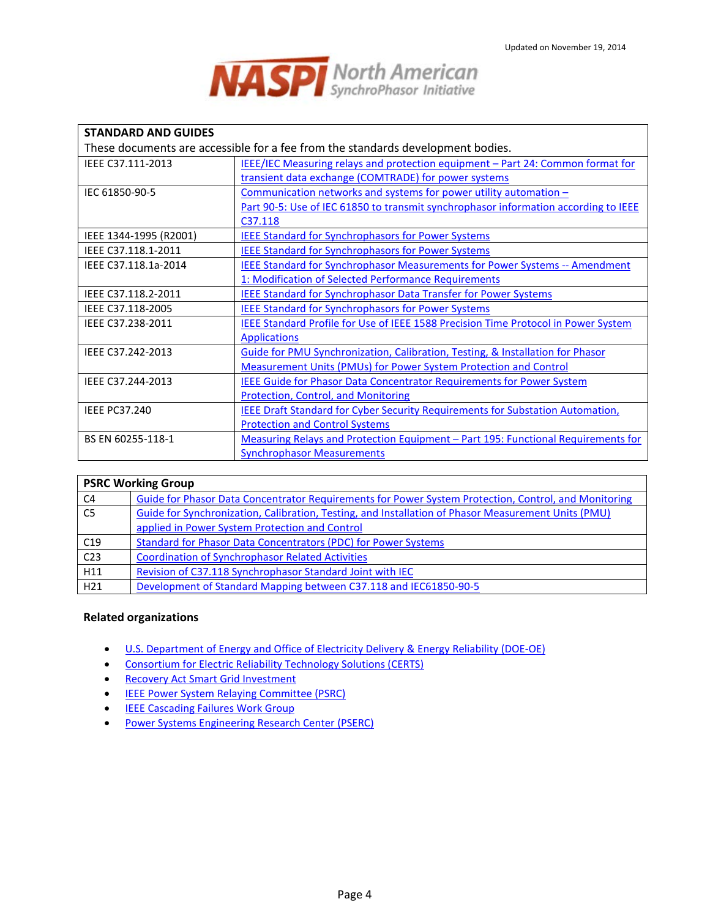Updated on November 19, 2014

NASPI North American SynchroPhasor Initiative

| STANDARD AND GUIDES<br>These documents are accessible for a fee from the standards development bodies. | |
|---|---|
| IEEE C37.111-2013 | IEEE/IEC Measuring relays and protection equipment – Part 24: Common format for transient data exchange (COMTRADE) for power systems |
| IEC 61850-90-5 | Communication networks and systems for power utility automation – Part 90-5: Use of IEC 61850 to transmit synchrophasor information according to IEEE C37.118 |
| IEEE 1344-1995 (R2001) | IEEE Standard for Synchrophasors for Power Systems |
| IEEE C37.118.1-2011 | IEEE Standard for Synchrophasors for Power Systems |
| IEEE C37.118.1a-2014 | IEEE Standard for Synchrophasor Measurements for Power Systems -- Amendment 1: Modification of Selected Performance Requirements |
| IEEE C37.118.2-2011 | IEEE Standard for Synchrophasor Data Transfer for Power Systems |
| IEEE C37.118-2005 | IEEE Standard for Synchrophasors for Power Systems |
| IEEE C37.238-2011 | IEEE Standard Profile for Use of IEEE 1588 Precision Time Protocol in Power System Applications |
| IEEE C37.242-2013 | Guide for PMU Synchronization, Calibration, Testing, & Installation for Phasor Measurement Units (PMUs) for Power System Protection and Control |
| IEEE C37.244-2013 | IEEE Guide for Phasor Data Concentrator Requirements for Power System Protection, Control, and Monitoring |
| IEEE PC37.240 | IEEE Draft Standard for Cyber Security Requirements for Substation Automation, Protection and Control Systems |
| BS EN 60255-118-1 | Measuring Relays and Protection Equipment – Part 195: Functional Requirements for Synchrophasor Measurements |

| PSRC Working Group | |
|---|---|
| C4 | Guide for Phasor Data Concentrator Requirements for Power System Protection, Control, and Monitoring |
| C5 | Guide for Synchronization, Calibration, Testing, and Installation of Phasor Measurement Units (PMU) applied in Power System Protection and Control |
| C19 | Standard for Phasor Data Concentrators (PDC) for Power Systems |
| C23 | Coordination of Synchrophasor Related Activities |
| H11 | Revision of C37.118 Synchrophasor Standard Joint with IEC |
| H21 | Development of Standard Mapping between C37.118 and IEC61850-90-5 |

**Related organizations**

- U.S. Department of Energy and Office of Electricity Delivery & Energy Reliability (DOE-OE)
- Consortium for Electric Reliability Technology Solutions (CERTS)
- Recovery Act Smart Grid Investment
- IEEE Power System Relaying Committee (PSRC)
- IEEE Cascading Failures Work Group
- Power Systems Engineering Research Center (PSERC)